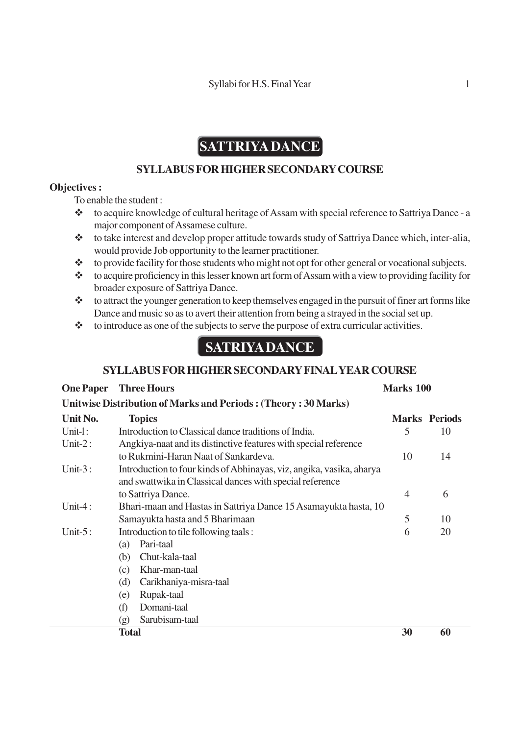# SATTRIYA DANCE

## SYLLABUS FOR HIGHER SECONDARY COURSE

**Objectives :**

To enable the student :

- to acquire knowledge of cultural heritage of Assam with special reference to Sattriya Dance - a major component of Assamese culture.
- to take interest and develop proper attitude towards study of Sattriya Dance which, inter-alia, would provide Job opportunity to the learner practitioner.
- to provide facility for those students who might not opt for other general or vocational subjects.
- to acquire proficiency in this lesser known art form of Assam with a view to providing facility for broader exposure of Sattriya Dance.
- to attract the younger generation to keep themselves engaged in the pursuit of finer art forms like Dance and music so as to avert their attention from being a strayed in the social set up.
- to introduce as one of the subjects to serve the purpose of extra curricular activities.

# SATRIYA DANCE

## SYLLABUS FOR HIGHER SECONDARY FINAL YEAR COURSE

**One Paper Three Hours** **Marks 100**

**Unitwise Distribution of Marks and Periods : (Theory : 30 Marks)**

| Unit No. | Topics | Marks | Periods |
|---|---|---|---|
| Unit-l : | Introduction to Classical dance traditions of India. | 5 | 10 |
| Unit-2 : | Angkiya-naat and its distinctive features with special reference to Rukmini-Haran Naat of Sankardeva. | 10 | 14 |
| Unit-3 : | Introduction to four kinds of Abhinayas, viz, angika, vasika, aharya and swattwika in Classical dances with special reference to Sattriya Dance. | 4 | 6 |
| Unit-4 : | Bhari-maan and Hastas in Sattriya Dance 15 Asamayukta hasta, 10 Samayukta hasta and 5 Bharimaan | 5 | 10 |
| Unit-5 : | Introduction to tile following taals :<br>(a) Pari-taal<br>(b) Chut-kala-taal<br>(c) Khar-man-taal<br>(d) Carikhaniya-misra-taal<br>(e) Rupak-taal<br>(f) Domani-taal<br>(g) Sarubisam-taal | 6 | 20 |
| | **Total** | **30** | **60** |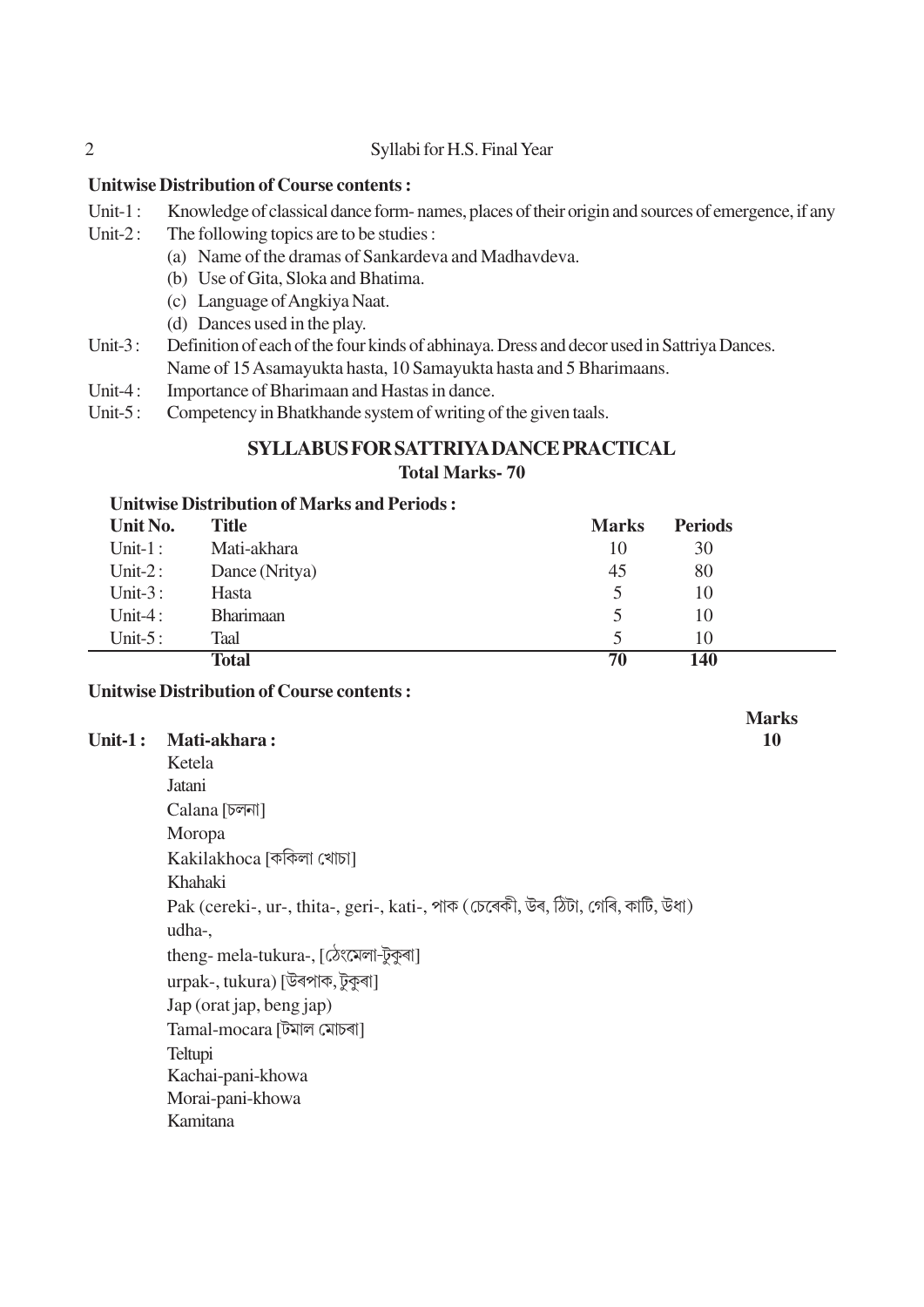**Unitwise Distribution of Course contents :**

Unit-1 : Knowledge of classical dance form- names, places of their origin and sources of emergence, if any

Unit-2 : The following topics are to be studies :

- (a) Name of the dramas of Sankardeva and Madhavdeva.
- (b) Use of Gita, Sloka and Bhatima.
- (c) Language of Angkiya Naat.
- (d) Dances used in the play.

Unit-3 : Definition of each of the four kinds of abhinaya. Dress and decor used in Sattriya Dances. Name of 15 Asamayukta hasta, 10 Samayukta hasta and 5 Bharimaans.

Unit-4 : Importance of Bharimaan and Hastas in dance.

Unit-5 : Competency in Bhatkhande system of writing of the given taals.

## SYLLABUS FOR SATTRIYA DANCE PRACTICAL

**Total Marks- 70**

**Unitwise Distribution of Marks and Periods :**

| Unit No. | Title | Marks | Periods |
|---|---|---|---|
| Unit-1 : | Mati-akhara | 10 | 30 |
| Unit-2 : | Dance (Nritya) | 45 | 80 |
| Unit-3 : | Hasta | 5 | 10 |
| Unit-4 : | Bharimaan | 5 | 10 |
| Unit-5 : | Taal | 5 | 10 |
| | **Total** | **70** | **140** |

**Unitwise Distribution of Course contents :**

**Marks**

**Unit-1 : Mati-akhara : 10**

Ketela
Jatani
Calana [চলনা]
Moropa
Kakilakhoca [ককিলা খোচা]
Khahaki
Pak (cereki-, ur-, thita-, geri-, kati-, পাক (চেৰেকী, উৰ, ঠিটা, গেৰি, কাটি, উধা)
udha-,
theng- mela-tukura-, [ঠেংমেলা-টুকুৰা]
urpak-, tukura) [উৰপাক, টুকুৰা]
Jap (orat jap, beng jap)
Tamal-mocara [টমাল মোচৰা]
Teltupi
Kachai-pani-khowa
Morai-pani-khowa
Kamitana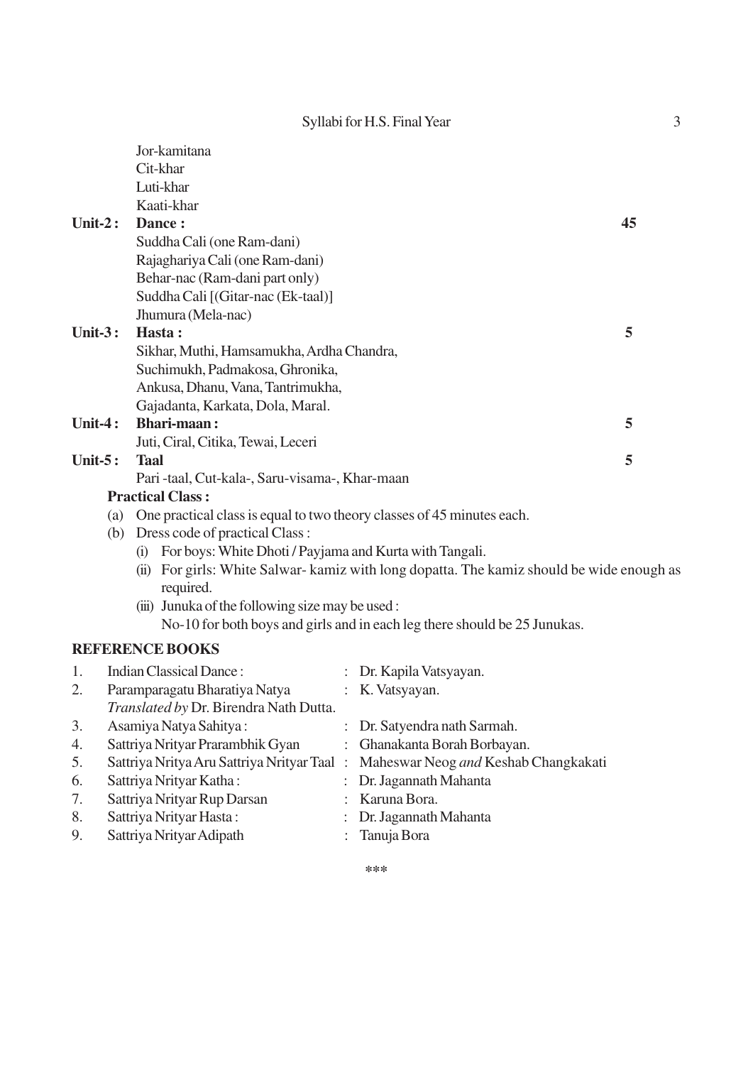Jor-kamitana
Cit-khar
Luti-khar
Kaati-khar

**Unit-2 : Dance :** **45**

Suddha Cali (one Ram-dani)
Rajaghariya Cali (one Ram-dani)
Behar-nac (Ram-dani part only)
Suddha Cali [(Gitar-nac (Ek-taal)]
Jhumura (Mela-nac)

**Unit-3 : Hasta :** **5**

Sikhar, Muthi, Hamsamukha, Ardha Chandra,
Suchimukh, Padmakosa, Ghronika,
Ankusa, Dhanu, Vana, Tantrimukha,
Gajadanta, Karkata, Dola, Maral.

**Unit-4 : Bhari-maan :** **5**

Juti, Ciral, Citika, Tewai, Leceri

**Unit-5 : Taal** **5**

Pari -taal, Cut-kala-, Saru-visama-, Khar-maan

**Practical Class :**

(a) One practical class is equal to two theory classes of 45 minutes each.

(b) Dress code of practical Class :

  (i) For boys: White Dhoti / Payjama and Kurta with Tangali.

  (ii) For girls: White Salwar- kamiz with long dopatta. The kamiz should be wide enough as required.

  (iii) Junuka of the following size may be used :
  No-10 for both boys and girls and in each leg there should be 25 Junukas.

## REFERENCE BOOKS

1. Indian Classical Dance : : Dr. Kapila Vatsyayan.
2. Paramparagatu Bharatiya Natya : K. Vatsyayan.
   *Translated by* Dr. Birendra Nath Dutta.
3. Asamiya Natya Sahitya : : Dr. Satyendra nath Sarmah.
4. Sattriya Nrityar Prarambhik Gyan : Ghanakanta Borah Borbayan.
5. Sattriya Nritya Aru Sattriya Nrityar Taal : Maheswar Neog *and* Keshab Changkakati
6. Sattriya Nrityar Katha : : Dr. Jagannath Mahanta
7. Sattriya Nrityar Rup Darsan : Karuna Bora.
8. Sattriya Nrityar Hasta : : Dr. Jagannath Mahanta
9. Sattriya Nrityar Adipath : Tanuja Bora

\*\*\*